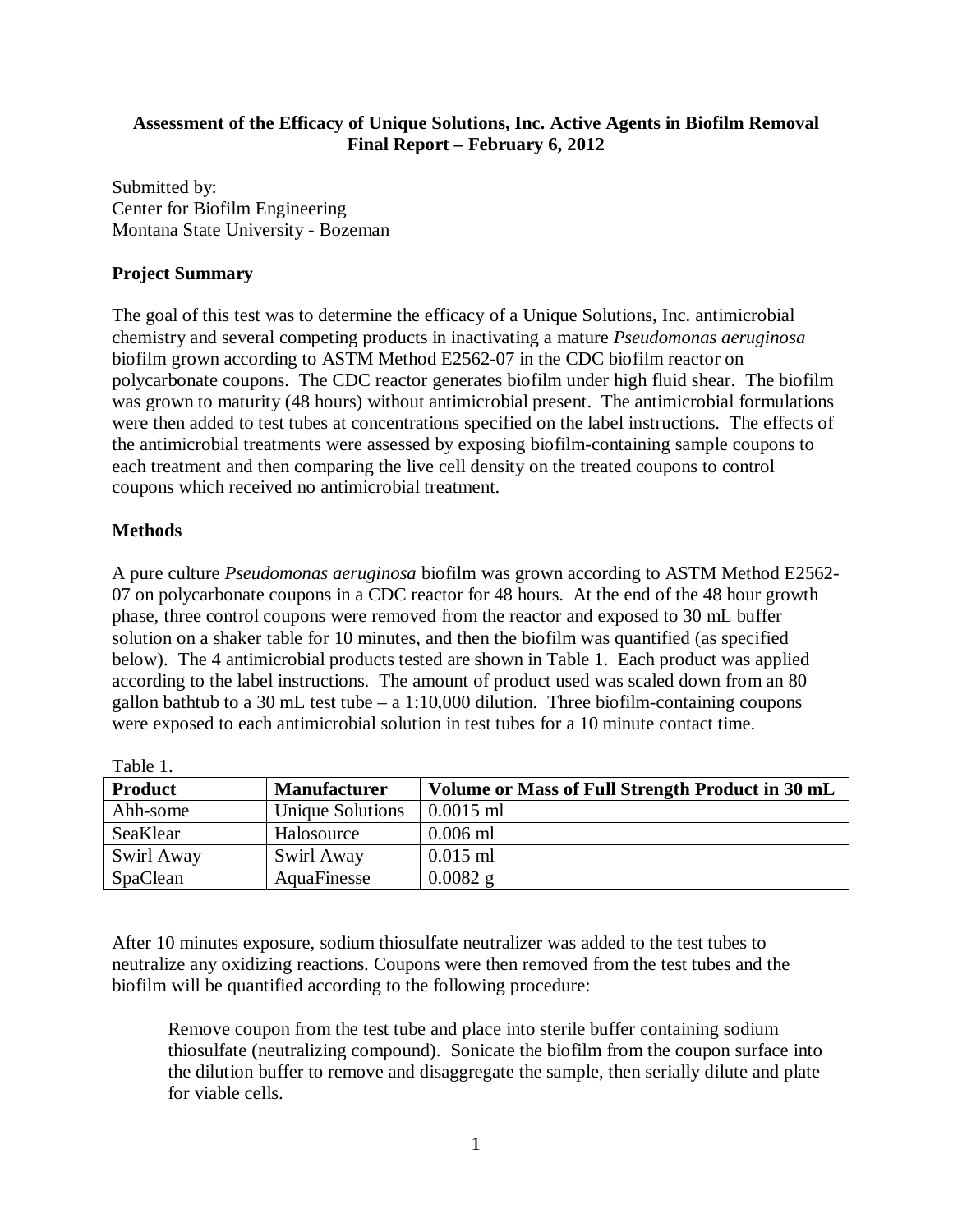**Assessment of the Efficacy of Unique Solutions, Inc. Active Agents in Biofilm Removal**
**Final Report – February 6, 2012**

Submitted by:
Center for Biofilm Engineering
Montana State University - Bozeman

## Project Summary

The goal of this test was to determine the efficacy of a Unique Solutions, Inc. antimicrobial chemistry and several competing products in inactivating a mature *Pseudomonas aeruginosa* biofilm grown according to ASTM Method E2562-07 in the CDC biofilm reactor on polycarbonate coupons. The CDC reactor generates biofilm under high fluid shear. The biofilm was grown to maturity (48 hours) without antimicrobial present. The antimicrobial formulations were then added to test tubes at concentrations specified on the label instructions. The effects of the antimicrobial treatments were assessed by exposing biofilm-containing sample coupons to each treatment and then comparing the live cell density on the treated coupons to control coupons which received no antimicrobial treatment.

## Methods

A pure culture *Pseudomonas aeruginosa* biofilm was grown according to ASTM Method E2562-07 on polycarbonate coupons in a CDC reactor for 48 hours. At the end of the 48 hour growth phase, three control coupons were removed from the reactor and exposed to 30 mL buffer solution on a shaker table for 10 minutes, and then the biofilm was quantified (as specified below). The 4 antimicrobial products tested are shown in Table 1. Each product was applied according to the label instructions. The amount of product used was scaled down from an 80 gallon bathtub to a 30 mL test tube – a 1:10,000 dilution. Three biofilm-containing coupons were exposed to each antimicrobial solution in test tubes for a 10 minute contact time.

Table 1.

| Product | Manufacturer | Volume or Mass of Full Strength Product in 30 mL |
|---|---|---|
| Ahh-some | Unique Solutions | 0.0015 ml |
| SeaKlear | Halosource | 0.006 ml |
| Swirl Away | Swirl Away | 0.015 ml |
| SpaClean | AquaFinesse | 0.0082 g |

After 10 minutes exposure, sodium thiosulfate neutralizer was added to the test tubes to neutralize any oxidizing reactions. Coupons were then removed from the test tubes and the biofilm will be quantified according to the following procedure:

> Remove coupon from the test tube and place into sterile buffer containing sodium thiosulfate (neutralizing compound). Sonicate the biofilm from the coupon surface into the dilution buffer to remove and disaggregate the sample, then serially dilute and plate for viable cells.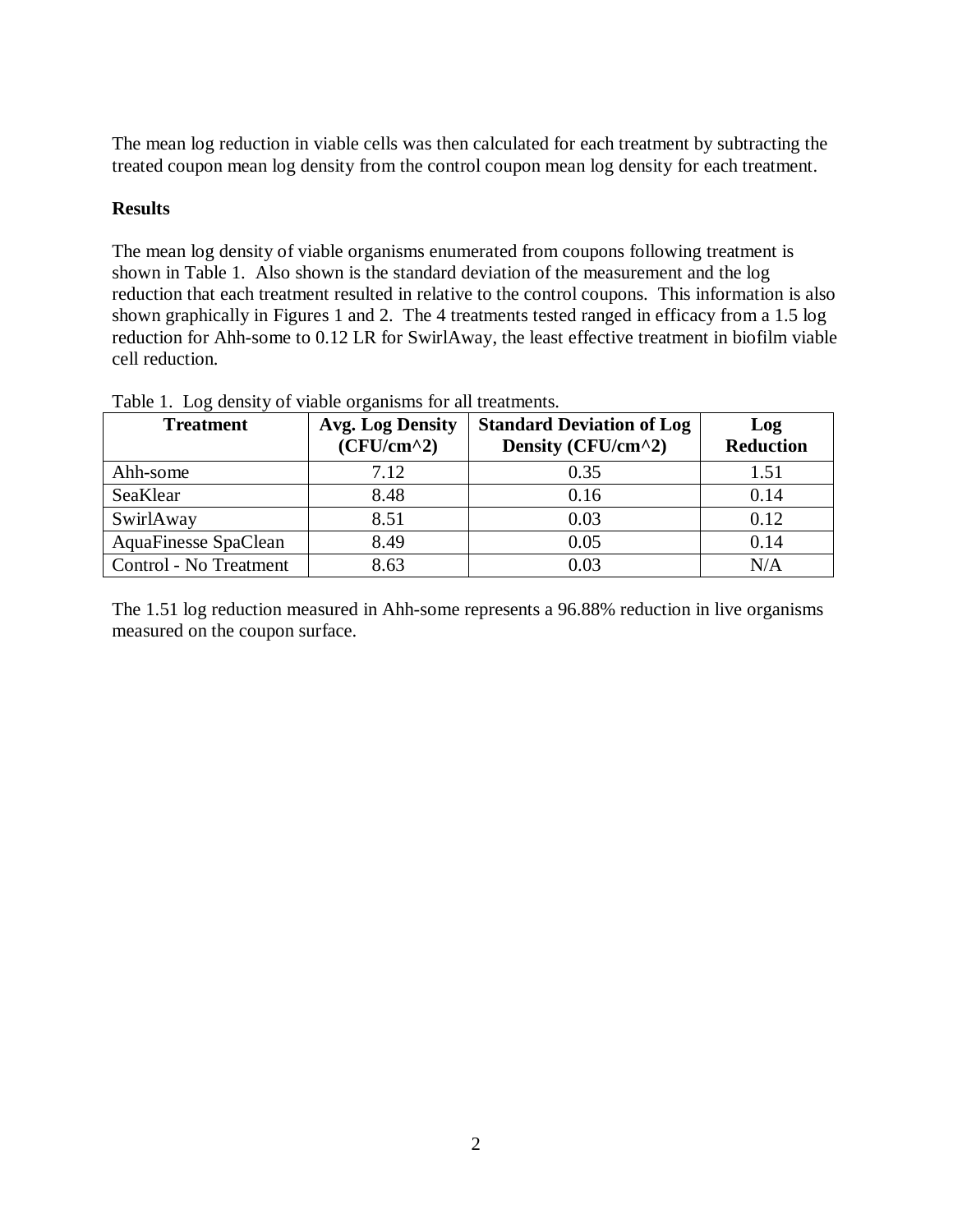The mean log reduction in viable cells was then calculated for each treatment by subtracting the treated coupon mean log density from the control coupon mean log density for each treatment.

**Results**

The mean log density of viable organisms enumerated from coupons following treatment is shown in Table 1. Also shown is the standard deviation of the measurement and the log reduction that each treatment resulted in relative to the control coupons. This information is also shown graphically in Figures 1 and 2. The 4 treatments tested ranged in efficacy from a 1.5 log reduction for Ahh-some to 0.12 LR for SwirlAway, the least effective treatment in biofilm viable cell reduction.

Table 1. Log density of viable organisms for all treatments.

| Treatment | Avg. Log Density (CFU/cm^2) | Standard Deviation of Log Density (CFU/cm^2) | Log Reduction |
|---|---|---|---|
| Ahh-some | 7.12 | 0.35 | 1.51 |
| SeaKlear | 8.48 | 0.16 | 0.14 |
| SwirlAway | 8.51 | 0.03 | 0.12 |
| AquaFinesse SpaClean | 8.49 | 0.05 | 0.14 |
| Control - No Treatment | 8.63 | 0.03 | N/A |

The 1.51 log reduction measured in Ahh-some represents a 96.88% reduction in live organisms measured on the coupon surface.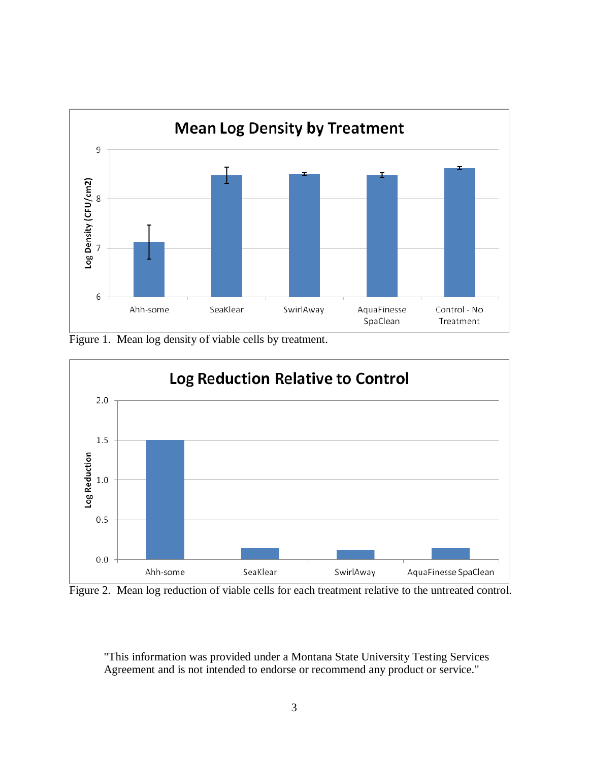Mean Log Density by Treatment

Log Density (CFU/cm2)

9

8

7

6

Ahh-some

SeaKlear

SwirlAway

AquaFinesse SpaClean

Control - No Treatment

Figure 1. Mean log density of viable cells by treatment.

Log Reduction Relative to Control

Log Reduction

2.0

1.5

1.0

0.5

0.0

Ahh-some

SeaKlear

SwirlAway

AquaFinesse SpaClean

Figure 2. Mean log reduction of viable cells for each treatment relative to the untreated control.

"This information was provided under a Montana State University Testing Services Agreement and is not intended to endorse or recommend any product or service."